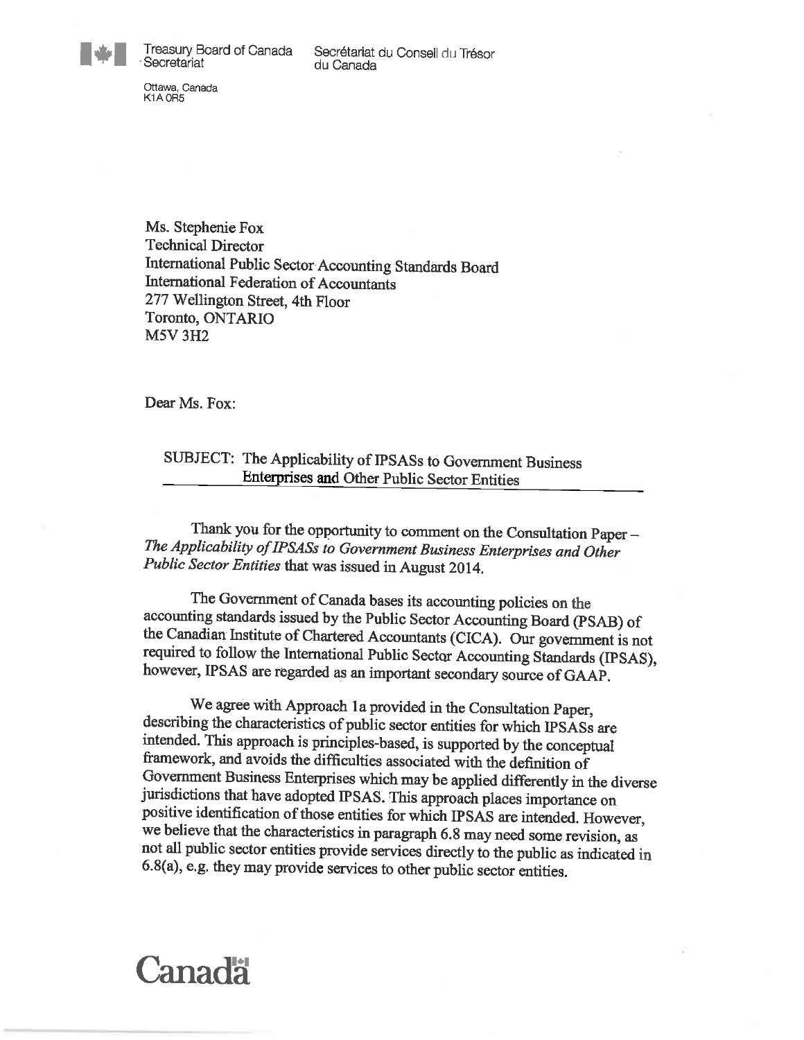Treasury Board of Canada Secretariat    Secrétariat du Conseil du Trésor du Canada

Ottawa, Canada
K1A 0R5

Ms. Stephenie Fox
Technical Director
International Public Sector Accounting Standards Board
International Federation of Accountants
277 Wellington Street, 4th Floor
Toronto, ONTARIO
M5V 3H2

Dear Ms. Fox:

SUBJECT: The Applicability of IPSASs to Government Business Enterprises and Other Public Sector Entities

Thank you for the opportunity to comment on the Consultation Paper – *The Applicability of IPSASs to Government Business Enterprises and Other Public Sector Entities* that was issued in August 2014.

The Government of Canada bases its accounting policies on the accounting standards issued by the Public Sector Accounting Board (PSAB) of the Canadian Institute of Chartered Accountants (CICA). Our government is not required to follow the International Public Sector Accounting Standards (IPSAS), however, IPSAS are regarded as an important secondary source of GAAP.

We agree with Approach 1a provided in the Consultation Paper, describing the characteristics of public sector entities for which IPSASs are intended. This approach is principles-based, is supported by the conceptual framework, and avoids the difficulties associated with the definition of Government Business Enterprises which may be applied differently in the diverse jurisdictions that have adopted IPSAS. This approach places importance on positive identification of those entities for which IPSAS are intended. However, we believe that the characteristics in paragraph 6.8 may need some revision, as not all public sector entities provide services directly to the public as indicated in 6.8(a), e.g. they may provide services to other public sector entities.

Canada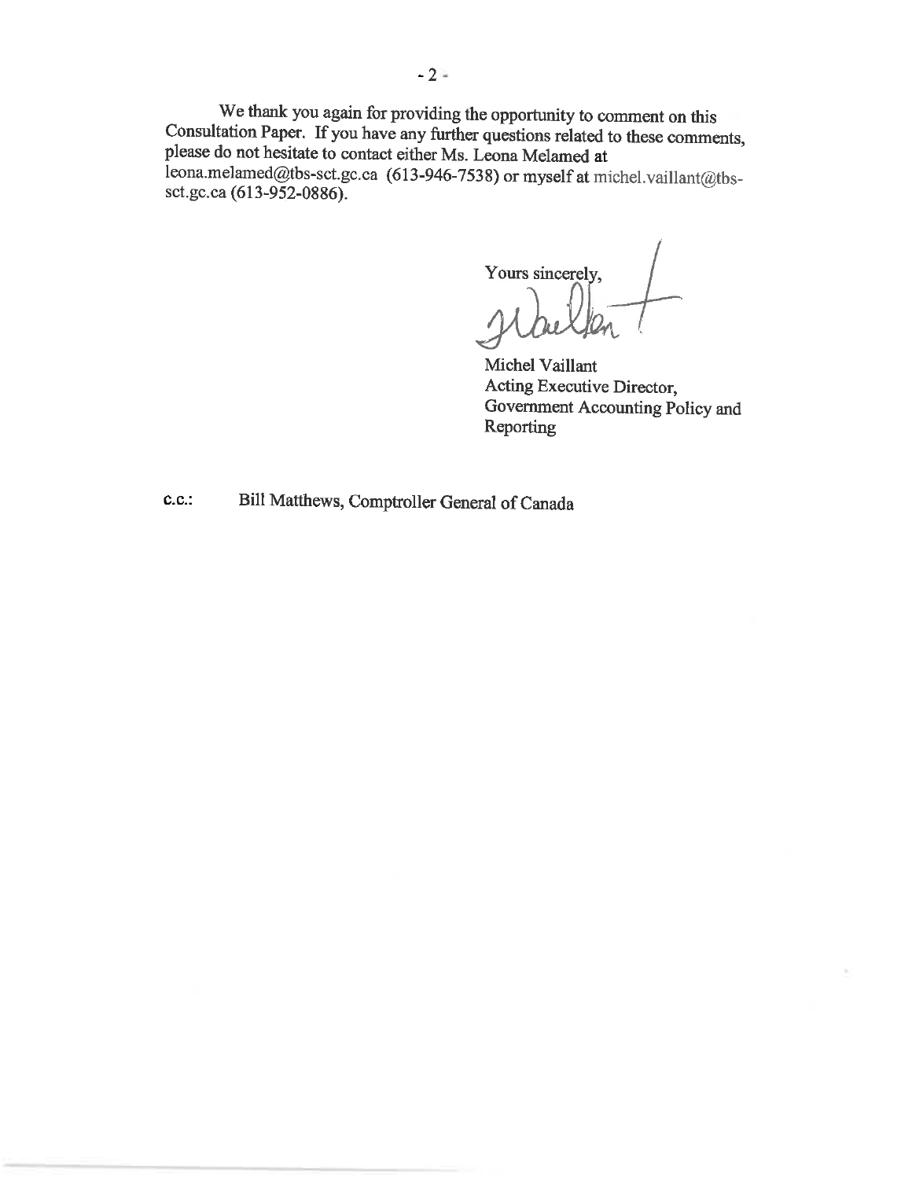We thank you again for providing the opportunity to comment on this Consultation Paper. If you have any further questions related to these comments, please do not hesitate to contact either Ms. Leona Melamed at leona.melamed@tbs-sct.gc.ca (613-946-7538) or myself at michel.vaillant@tbs-sct.gc.ca (613-952-0886).

Yours sincerely,

Michel Vaillant
Acting Executive Director,
Government Accounting Policy and Reporting

c.c.: Bill Matthews, Comptroller General of Canada